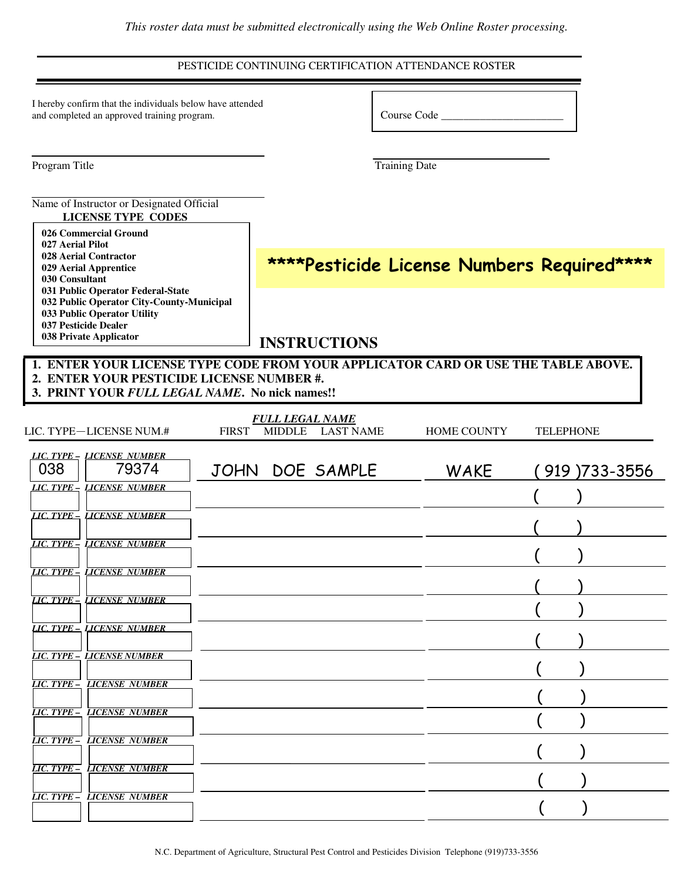*This roster data must be submitted electronically using the Web Online Roster processing.*

# PESTICIDE CONTINUING CERTIFICATION ATTENDANCE ROSTER

I hereby confirm that the individuals below have attended and completed an approved training program.

Course Code ______________________

______________________________
Program Title

______________________________
Training Date

______________________________
Name of Instructor or Designated Official

**LICENSE TYPE CODES**

- **026 Commercial Ground**
- **027 Aerial Pilot**
- **028 Aerial Contractor**
- **029 Aerial Apprentice**
- **030 Consultant**
- **031 Public Operator Federal-State**
- **032 Public Operator City-County-Municipal**
- **033 Public Operator Utility**
- **037 Pesticide Dealer**
- **038 Private Applicator**

**\*\*\*\*Pesticide License Numbers Required\*\*\*\***

## INSTRUCTIONS

1. **ENTER YOUR LICENSE TYPE CODE FROM YOUR APPLICATOR CARD OR USE THE TABLE ABOVE.**
2. **ENTER YOUR PESTICIDE LICENSE NUMBER #.**
3. **PRINT YOUR *FULL LEGAL NAME*. No nick names!!**

| LIC. TYPE | LICENSE NUM.# | *FULL LEGAL NAME* FIRST MIDDLE LAST NAME | HOME COUNTY | TELEPHONE |
|---|---|---|---|---|
| 038 | 79374 | JOHN DOE SAMPLE | WAKE | (919)733-3556 |
| | | | | ( ) |
| | | | | ( ) |
| | | | | ( ) |
| | | | | ( ) |
| | | | | ( ) |
| | | | | ( ) |
| | | | | ( ) |
| | | | | ( ) |
| | | | | ( ) |
| | | | | ( ) |
| | | | | ( ) |
| | | | | ( ) |

N.C. Department of Agriculture, Structural Pest Control and Pesticides Division Telephone (919)733-3556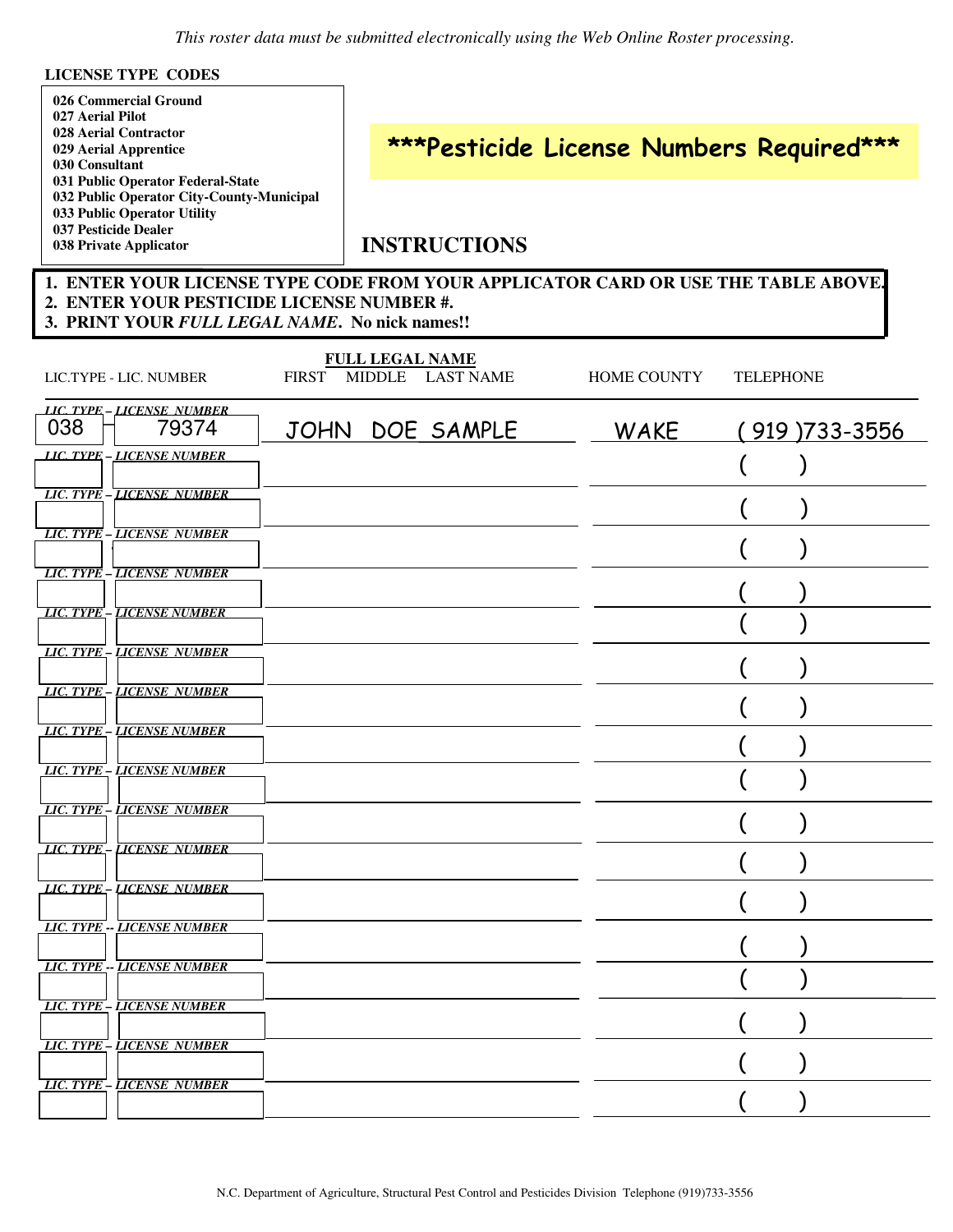*This roster data must be submitted electronically using the Web Online Roster processing.*

**LICENSE TYPE CODES**

**026 Commercial Ground**
**027 Aerial Pilot**
**028 Aerial Contractor**
**029 Aerial Apprentice**
**030 Consultant**
**031 Public Operator Federal-State**
**032 Public Operator City-County-Municipal**
**033 Public Operator Utility**
**037 Pesticide Dealer**
**038 Private Applicator**

## \*\*\*Pesticide License Numbers Required\*\*\*

## INSTRUCTIONS

1. **ENTER YOUR LICENSE TYPE CODE FROM YOUR APPLICATOR CARD OR USE THE TABLE ABOVE.**
2. **ENTER YOUR PESTICIDE LICENSE NUMBER #.**
3. **PRINT YOUR *FULL LEGAL NAME*. No nick names!!**

| LIC.TYPE - LIC. NUMBER | FULL LEGAL NAME (FIRST MIDDLE LAST NAME) | HOME COUNTY | TELEPHONE |
|---|---|---|---|
| 038 – 79374 | JOHN DOE SAMPLE | WAKE | (919)733-3556 |
| – | | | ( ) |
| – | | | ( ) |
| – | | | ( ) |
| – | | | ( ) |
| – | | | ( ) |
| – | | | ( ) |
| – | | | ( ) |
| – | | | ( ) |
| – | | | ( ) |
| – | | | ( ) |
| – | | | ( ) |
| – | | | ( ) |
| – | | | ( ) |
| – | | | ( ) |
| – | | | ( ) |
| – | | | ( ) |
| – | | | ( ) |

N.C. Department of Agriculture, Structural Pest Control and Pesticides Division Telephone (919)733-3556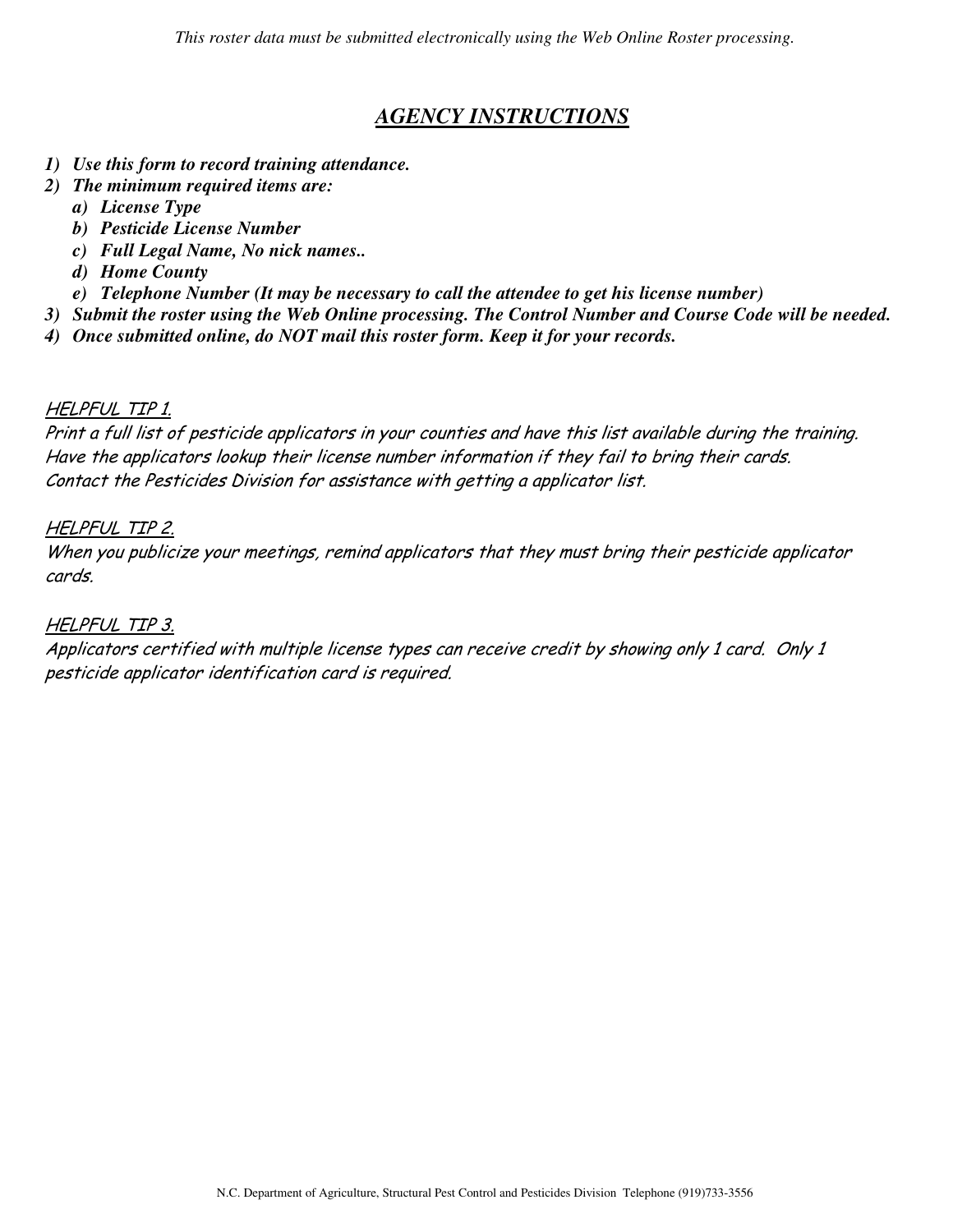*This roster data must be submitted electronically using the Web Online Roster processing.*

## ***AGENCY INSTRUCTIONS***

1) ***Use this form to record training attendance.***
2) ***The minimum required items are:***
   a) ***License Type***
   b) ***Pesticide License Number***
   c) ***Full Legal Name, No nick names..***
   d) ***Home County***
   e) ***Telephone Number (It may be necessary to call the attendee to get his license number)***
3) ***Submit the roster using the Web Online processing. The Control Number and Course Code will be needed.***
4) ***Once submitted online, do NOT mail this roster form. Keep it for your records.***

*HELPFUL TIP 1.*
*Print a full list of pesticide applicators in your counties and have this list available during the training. Have the applicators lookup their license number information if they fail to bring their cards. Contact the Pesticides Division for assistance with getting a applicator list.*

*HELPFUL TIP 2.*
*When you publicize your meetings, remind applicators that they must bring their pesticide applicator cards.*

*HELPFUL TIP 3.*
*Applicators certified with multiple license types can receive credit by showing only 1 card. Only 1 pesticide applicator identification card is required.*

N.C. Department of Agriculture, Structural Pest Control and Pesticides Division Telephone (919)733-3556